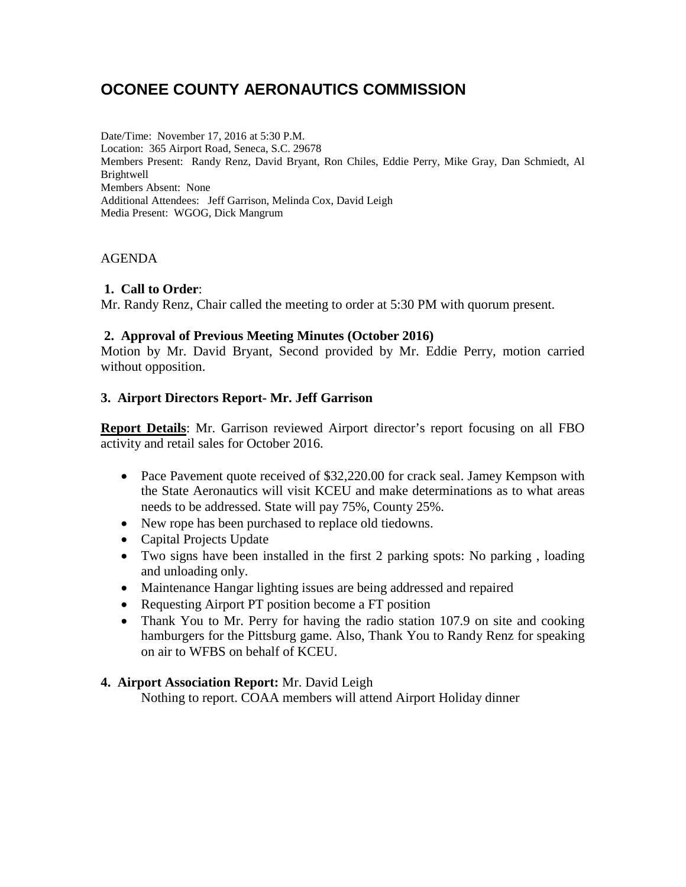# OCONEE COUNTY AERONAUTICS COMMISSION

Date/Time: November 17, 2016 at 5:30 P.M.
Location: 365 Airport Road, Seneca, S.C. 29678
Members Present: Randy Renz, David Bryant, Ron Chiles, Eddie Perry, Mike Gray, Dan Schmiedt, Al Brightwell
Members Absent: None
Additional Attendees: Jeff Garrison, Melinda Cox, David Leigh
Media Present: WGOG, Dick Mangrum

AGENDA

**1. Call to Order**:
Mr. Randy Renz, Chair called the meeting to order at 5:30 PM with quorum present.

**2. Approval of Previous Meeting Minutes (October 2016)**
Motion by Mr. David Bryant, Second provided by Mr. Eddie Perry, motion carried without opposition.

**3. Airport Directors Report- Mr. Jeff Garrison**

**Report Details**: Mr. Garrison reviewed Airport director's report focusing on all FBO activity and retail sales for October 2016.

- Pace Pavement quote received of $32,220.00 for crack seal. Jamey Kempson with the State Aeronautics will visit KCEU and make determinations as to what areas needs to be addressed. State will pay 75%, County 25%.
- New rope has been purchased to replace old tiedowns.
- Capital Projects Update
- Two signs have been installed in the first 2 parking spots: No parking , loading and unloading only.
- Maintenance Hangar lighting issues are being addressed and repaired
- Requesting Airport PT position become a FT position
- Thank You to Mr. Perry for having the radio station 107.9 on site and cooking hamburgers for the Pittsburg game. Also, Thank You to Randy Renz for speaking on air to WFBS on behalf of KCEU.

**4. Airport Association Report:** Mr. David Leigh
Nothing to report. COAA members will attend Airport Holiday dinner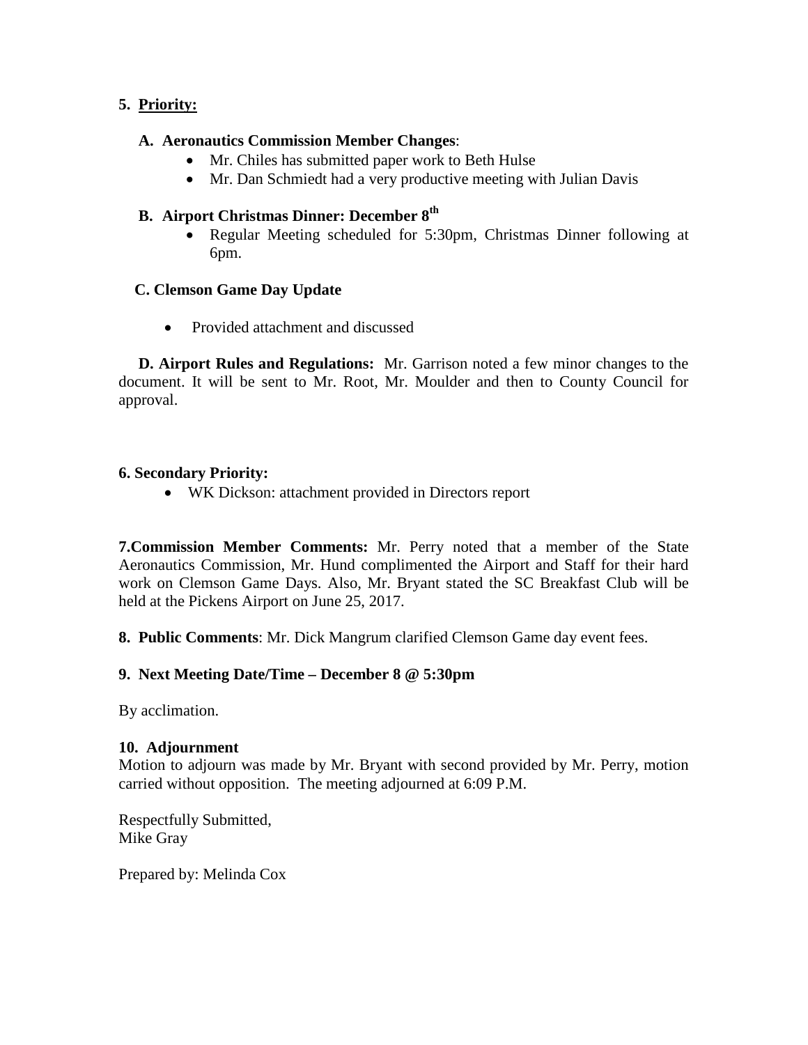**5. Priority:**

**A. Aeronautics Commission Member Changes**:

- Mr. Chiles has submitted paper work to Beth Hulse
- Mr. Dan Schmiedt had a very productive meeting with Julian Davis

**B. Airport Christmas Dinner: December 8th**

- Regular Meeting scheduled for 5:30pm, Christmas Dinner following at 6pm.

**C. Clemson Game Day Update**

- Provided attachment and discussed

**D. Airport Rules and Regulations:** Mr. Garrison noted a few minor changes to the document. It will be sent to Mr. Root, Mr. Moulder and then to County Council for approval.

**6. Secondary Priority:**

- WK Dickson: attachment provided in Directors report

**7.Commission Member Comments:** Mr. Perry noted that a member of the State Aeronautics Commission, Mr. Hund complimented the Airport and Staff for their hard work on Clemson Game Days. Also, Mr. Bryant stated the SC Breakfast Club will be held at the Pickens Airport on June 25, 2017.

**8. Public Comments**: Mr. Dick Mangrum clarified Clemson Game day event fees.

**9. Next Meeting Date/Time – December 8 @ 5:30pm**

By acclimation.

**10. Adjournment**

Motion to adjourn was made by Mr. Bryant with second provided by Mr. Perry, motion carried without opposition. The meeting adjourned at 6:09 P.M.

Respectfully Submitted,
Mike Gray

Prepared by: Melinda Cox